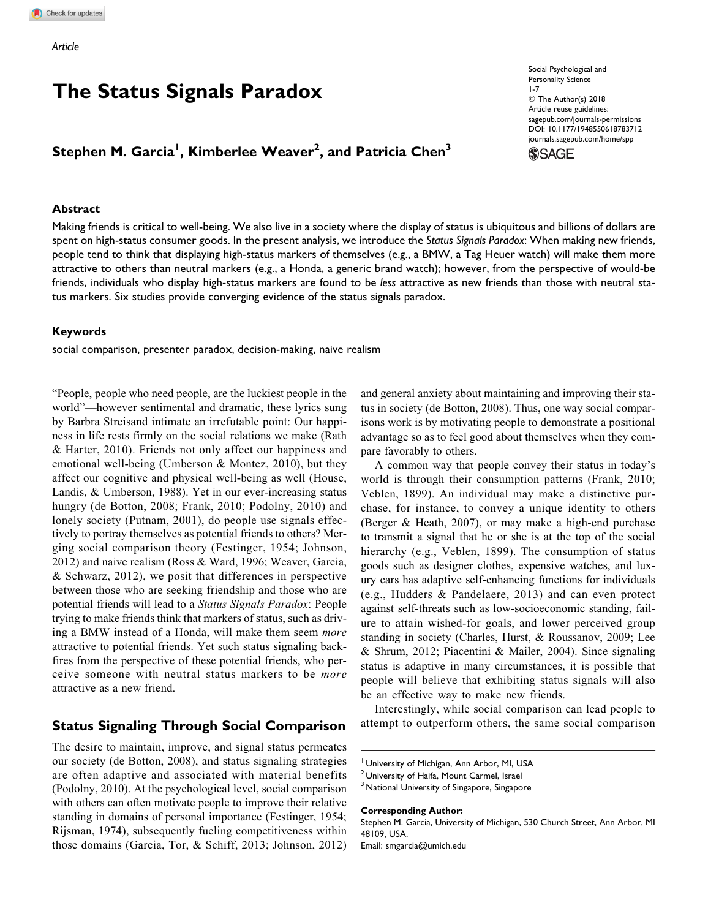Article

# The Status Signals Paradox

**Stephen M. Garcia[1], Kimberlee Weaver[2], and Patricia Chen[3]**

Social Psychological and Personality Science
1-7
© The Author(s) 2018
Article reuse guidelines: sagepub.com/journals-permissions
DOI: 10.1177/1948550618783712
journals.sagepub.com/home/spp

## Abstract

Making friends is critical to well-being. We also live in a society where the display of status is ubiquitous and billions of dollars are spent on high-status consumer goods. In the present analysis, we introduce the *Status Signals Paradox*: When making new friends, people tend to think that displaying high-status markers of themselves (e.g., a BMW, a Tag Heuer watch) will make them more attractive to others than neutral markers (e.g., a Honda, a generic brand watch); however, from the perspective of would-be friends, individuals who display high-status markers are found to be *less* attractive as new friends than those with neutral status markers. Six studies provide converging evidence of the status signals paradox.

### Keywords

social comparison, presenter paradox, decision-making, naive realism

"People, people who need people, are the luckiest people in the world"—however sentimental and dramatic, these lyrics sung by Barbra Streisand intimate an irrefutable point: Our happiness in life rests firmly on the social relations we make (Rath & Harter, 2010). Friends not only affect our happiness and emotional well-being (Umberson & Montez, 2010), but they affect our cognitive and physical well-being as well (House, Landis, & Umberson, 1988). Yet in our ever-increasing status hungry (de Botton, 2008; Frank, 2010; Podolny, 2010) and lonely society (Putnam, 2001), do people use signals effectively to portray themselves as potential friends to others? Merging social comparison theory (Festinger, 1954; Johnson, 2012) and naive realism (Ross & Ward, 1996; Weaver, Garcia, & Schwarz, 2012), we posit that differences in perspective between those who are seeking friendship and those who are potential friends will lead to a *Status Signals Paradox*: People trying to make friends think that markers of status, such as driving a BMW instead of a Honda, will make them seem *more* attractive to potential friends. Yet such status signaling backfires from the perspective of these potential friends, who perceive someone with neutral status markers to be *more* attractive as a new friend.

## Status Signaling Through Social Comparison

The desire to maintain, improve, and signal status permeates our society (de Botton, 2008), and status signaling strategies are often adaptive and associated with material benefits (Podolny, 2010). At the psychological level, social comparison with others can often motivate people to improve their relative standing in domains of personal importance (Festinger, 1954; Rijsman, 1974), subsequently fueling competitiveness within those domains (Garcia, Tor, & Schiff, 2013; Johnson, 2012) and general anxiety about maintaining and improving their status in society (de Botton, 2008). Thus, one way social comparisons work is by motivating people to demonstrate a positional advantage so as to feel good about themselves when they compare favorably to others.

A common way that people convey their status in today's world is through their consumption patterns (Frank, 2010; Veblen, 1899). An individual may make a distinctive purchase, for instance, to convey a unique identity to others (Berger & Heath, 2007), or may make a high-end purchase to transmit a signal that he or she is at the top of the social hierarchy (e.g., Veblen, 1899). The consumption of status goods such as designer clothes, expensive watches, and luxury cars has adaptive self-enhancing functions for individuals (e.g., Hudders & Pandelaere, 2013) and can even protect against self-threats such as low-socioeconomic standing, failure to attain wished-for goals, and lower perceived group standing in society (Charles, Hurst, & Roussanov, 2009; Lee & Shrum, 2012; Piacentini & Mailer, 2004). Since signaling status is adaptive in many circumstances, it is possible that people will believe that exhibiting status signals will also be an effective way to make new friends.

Interestingly, while social comparison can lead people to attempt to outperform others, the same social comparison

[1] University of Michigan, Ann Arbor, MI, USA
[2] University of Haifa, Mount Carmel, Israel
[3] National University of Singapore, Singapore

**Corresponding Author:**
Stephen M. Garcia, University of Michigan, 530 Church Street, Ann Arbor, MI 48109, USA.
Email: smgarcia@umich.edu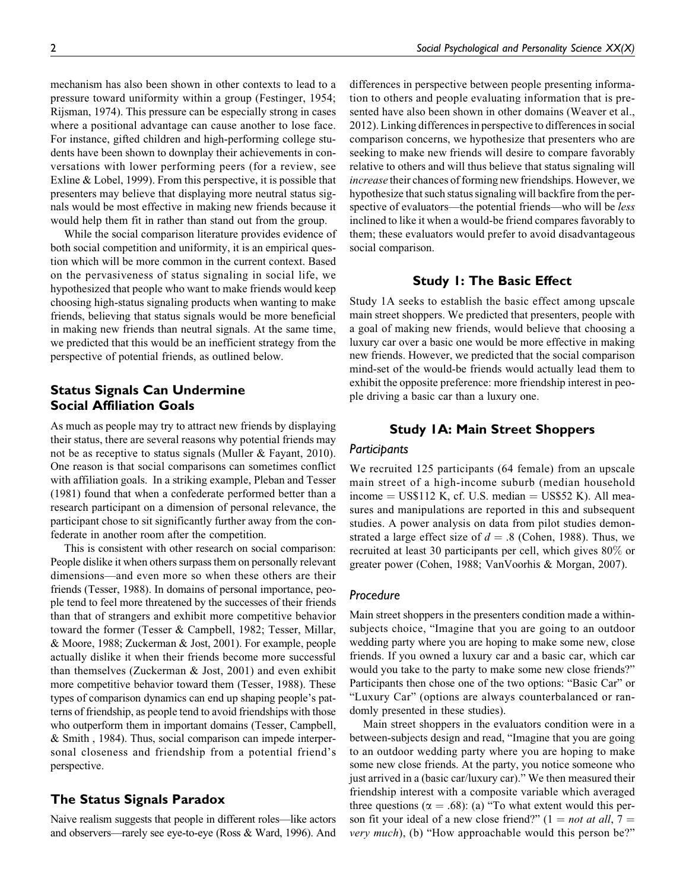mechanism has also been shown in other contexts to lead to a pressure toward uniformity within a group (Festinger, 1954; Rijsman, 1974). This pressure can be especially strong in cases where a positional advantage can cause another to lose face. For instance, gifted children and high-performing college students have been shown to downplay their achievements in conversations with lower performing peers (for a review, see Exline & Lobel, 1999). From this perspective, it is possible that presenters may believe that displaying more neutral status signals would be most effective in making new friends because it would help them fit in rather than stand out from the group.

While the social comparison literature provides evidence of both social competition and uniformity, it is an empirical question which will be more common in the current context. Based on the pervasiveness of status signaling in social life, we hypothesized that people who want to make friends would keep choosing high-status signaling products when wanting to make friends, believing that status signals would be more beneficial in making new friends than neutral signals. At the same time, we predicted that this would be an inefficient strategy from the perspective of potential friends, as outlined below.

## Status Signals Can Undermine Social Affiliation Goals

As much as people may try to attract new friends by displaying their status, there are several reasons why potential friends may not be as receptive to status signals (Muller & Fayant, 2010). One reason is that social comparisons can sometimes conflict with affiliation goals. In a striking example, Pleban and Tesser (1981) found that when a confederate performed better than a research participant on a dimension of personal relevance, the participant chose to sit significantly further away from the confederate in another room after the competition.

This is consistent with other research on social comparison: People dislike it when others surpass them on personally relevant dimensions—and even more so when these others are their friends (Tesser, 1988). In domains of personal importance, people tend to feel more threatened by the successes of their friends than that of strangers and exhibit more competitive behavior toward the former (Tesser & Campbell, 1982; Tesser, Millar, & Moore, 1988; Zuckerman & Jost, 2001). For example, people actually dislike it when their friends become more successful than themselves (Zuckerman & Jost, 2001) and even exhibit more competitive behavior toward them (Tesser, 1988). These types of comparison dynamics can end up shaping people's patterns of friendship, as people tend to avoid friendships with those who outperform them in important domains (Tesser, Campbell, & Smith , 1984). Thus, social comparison can impede interpersonal closeness and friendship from a potential friend's perspective.

## The Status Signals Paradox

Naive realism suggests that people in different roles—like actors and observers—rarely see eye-to-eye (Ross & Ward, 1996). And differences in perspective between people presenting information to others and people evaluating information that is presented have also been shown in other domains (Weaver et al., 2012). Linking differences in perspective to differences in social comparison concerns, we hypothesize that presenters who are seeking to make new friends will desire to compare favorably relative to others and will thus believe that status signaling will *increase* their chances of forming new friendships. However, we hypothesize that such status signaling will backfire from the perspective of evaluators—the potential friends—who will be *less* inclined to like it when a would-be friend compares favorably to them; these evaluators would prefer to avoid disadvantageous social comparison.

## Study 1: The Basic Effect

Study 1A seeks to establish the basic effect among upscale main street shoppers. We predicted that presenters, people with a goal of making new friends, would believe that choosing a luxury car over a basic one would be more effective in making new friends. However, we predicted that the social comparison mind-set of the would-be friends would actually lead them to exhibit the opposite preference: more friendship interest in people driving a basic car than a luxury one.

## Study 1A: Main Street Shoppers

### Participants

We recruited 125 participants (64 female) from an upscale main street of a high-income suburb (median household income = US\$112 K, cf. U.S. median = US\$52 K). All measures and manipulations are reported in this and subsequent studies. A power analysis on data from pilot studies demonstrated a large effect size of $d = .8$ (Cohen, 1988). Thus, we recruited at least 30 participants per cell, which gives 80% or greater power (Cohen, 1988; VanVoorhis & Morgan, 2007).

### Procedure

Main street shoppers in the presenters condition made a within-subjects choice, "Imagine that you are going to an outdoor wedding party where you are hoping to make some new, close friends. If you owned a luxury car and a basic car, which car would you take to the party to make some new close friends?" Participants then chose one of the two options: "Basic Car" or "Luxury Car" (options are always counterbalanced or randomly presented in these studies).

Main street shoppers in the evaluators condition were in a between-subjects design and read, "Imagine that you are going to an outdoor wedding party where you are hoping to make some new close friends. At the party, you notice someone who just arrived in a (basic car/luxury car)." We then measured their friendship interest with a composite variable which averaged three questions ($\alpha = .68$): (a) "To what extent would this person fit your ideal of a new close friend?" (1 = *not at all*, 7 = *very much*), (b) "How approachable would this person be?"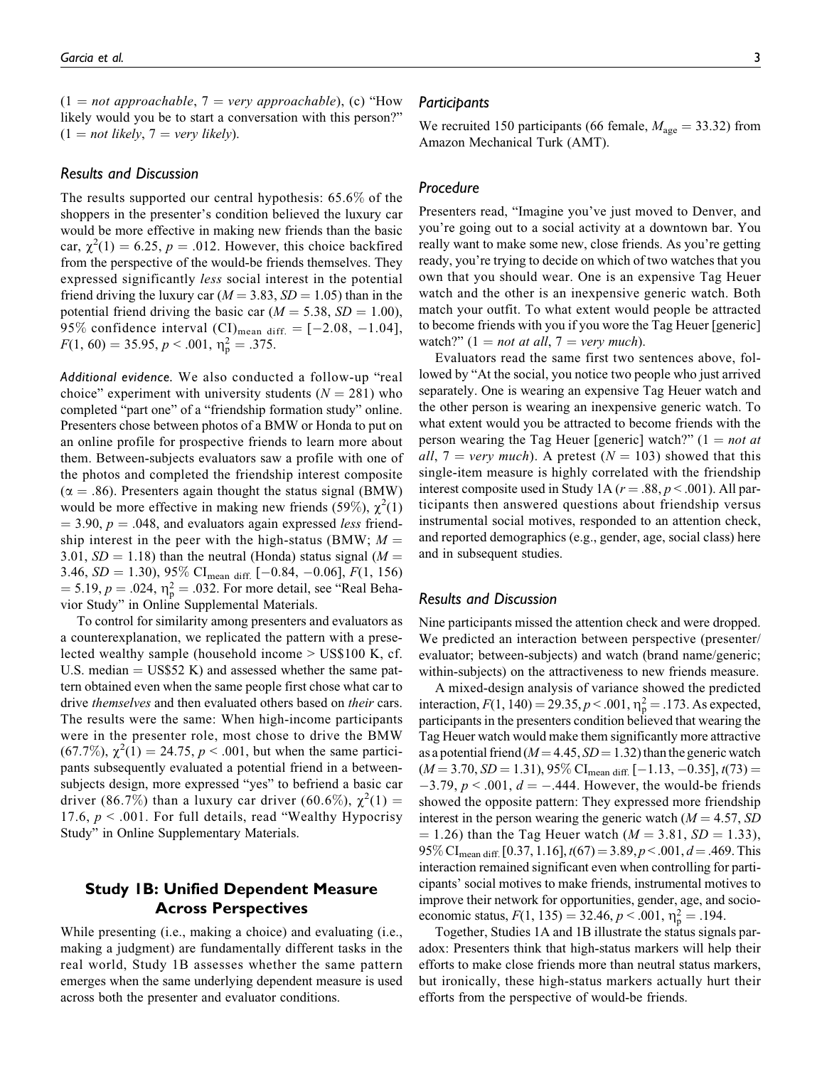(1 = *not approachable*, 7 = *very approachable*), (c) "How likely would you be to start a conversation with this person?" (1 = *not likely*, 7 = *very likely*).

### Results and Discussion

The results supported our central hypothesis: 65.6% of the shoppers in the presenter's condition believed the luxury car would be more effective in making new friends than the basic car, $\chi^2(1) = 6.25$, $p = .012$. However, this choice backfired from the perspective of the would-be friends themselves. They expressed significantly *less* social interest in the potential friend driving the luxury car ($M = 3.83$, $SD = 1.05$) than in the potential friend driving the basic car ($M = 5.38$, $SD = 1.00$), 95% confidence interval $(\text{CI})_{\text{mean diff.}} = [-2.08, -1.04]$, $F(1, 60) = 35.95$, $p < .001$, $\eta_p^2 = .375$.

*Additional evidence.* We also conducted a follow-up "real choice" experiment with university students ($N = 281$) who completed "part one" of a "friendship formation study" online. Presenters chose between photos of a BMW or Honda to put on an online profile for prospective friends to learn more about them. Between-subjects evaluators saw a profile with one of the photos and completed the friendship interest composite ($\alpha = .86$). Presenters again thought the status signal (BMW) would be more effective in making new friends (59%), $\chi^2(1) = 3.90$, $p = .048$, and evaluators again expressed *less* friendship interest in the peer with the high-status (BMW; $M = 3.01$, $SD = 1.18$) than the neutral (Honda) status signal ($M = 3.46$, $SD = 1.30$), 95% $\text{CI}_{\text{mean diff.}}$ $[-0.84, -0.06]$, $F(1, 156) = 5.19$, $p = .024$, $\eta_p^2 = .032$. For more detail, see "Real Behavior Study" in Online Supplemental Materials.

To control for similarity among presenters and evaluators as a counterexplanation, we replicated the pattern with a preselected wealthy sample (household income > US$100 K, cf. U.S. median = US$52 K) and assessed whether the same pattern obtained even when the same people first chose what car to drive *themselves* and then evaluated others based on *their* cars. The results were the same: When high-income participants were in the presenter role, most chose to drive the BMW (67.7%), $\chi^2(1) = 24.75$, $p < .001$, but when the same participants subsequently evaluated a potential friend in a between-subjects design, more expressed "yes" to befriend a basic car driver (86.7%) than a luxury car driver (60.6%), $\chi^2(1) = 17.6$, $p < .001$. For full details, read "Wealthy Hypocrisy Study" in Online Supplementary Materials.

## Study 1B: Unified Dependent Measure Across Perspectives

While presenting (i.e., making a choice) and evaluating (i.e., making a judgment) are fundamentally different tasks in the real world, Study 1B assesses whether the same pattern emerges when the same underlying dependent measure is used across both the presenter and evaluator conditions.

### Participants

We recruited 150 participants (66 female, $M_{\text{age}} = 33.32$) from Amazon Mechanical Turk (AMT).

### Procedure

Presenters read, "Imagine you've just moved to Denver, and you're going out to a social activity at a downtown bar. You really want to make some new, close friends. As you're getting ready, you're trying to decide on which of two watches that you own that you should wear. One is an expensive Tag Heuer watch and the other is an inexpensive generic watch. Both match your outfit. To what extent would people be attracted to become friends with you if you wore the Tag Heuer [generic] watch?" (1 = *not at all*, 7 = *very much*).

Evaluators read the same first two sentences above, followed by "At the social, you notice two people who just arrived separately. One is wearing an expensive Tag Heuer watch and the other person is wearing an inexpensive generic watch. To what extent would you be attracted to become friends with the person wearing the Tag Heuer [generic] watch?" (1 = *not at all*, 7 = *very much*). A pretest ($N = 103$) showed that this single-item measure is highly correlated with the friendship interest composite used in Study 1A ($r = .88$, $p < .001$). All participants then answered questions about friendship versus instrumental social motives, responded to an attention check, and reported demographics (e.g., gender, age, social class) here and in subsequent studies.

### Results and Discussion

Nine participants missed the attention check and were dropped. We predicted an interaction between perspective (presenter/evaluator; between-subjects) and watch (brand name/generic; within-subjects) on the attractiveness to new friends measure.

A mixed-design analysis of variance showed the predicted interaction, $F(1, 140) = 29.35$, $p < .001$, $\eta_p^2 = .173$. As expected, participants in the presenters condition believed that wearing the Tag Heuer watch would make them significantly more attractive as a potential friend ($M = 4.45$, $SD = 1.32$) than the generic watch ($M = 3.70$, $SD = 1.31$), 95% $\text{CI}_{\text{mean diff.}}$ $[-1.13, -0.35]$, $t(73) = -3.79$, $p < .001$, $d = -.444$. However, the would-be friends showed the opposite pattern: They expressed more friendship interest in the person wearing the generic watch ($M = 4.57$, $SD = 1.26$) than the Tag Heuer watch ($M = 3.81$, $SD = 1.33$), 95% $\text{CI}_{\text{mean diff.}}$ $[0.37, 1.16]$, $t(67) = 3.89$, $p < .001$, $d = .469$. This interaction remained significant even when controlling for participants' social motives to make friends, instrumental motives to improve their network for opportunities, gender, age, and socioeconomic status, $F(1, 135) = 32.46$, $p < .001$, $\eta_p^2 = .194$.

Together, Studies 1A and 1B illustrate the status signals paradox: Presenters think that high-status markers will help their efforts to make close friends more than neutral status markers, but ironically, these high-status markers actually hurt their efforts from the perspective of would-be friends.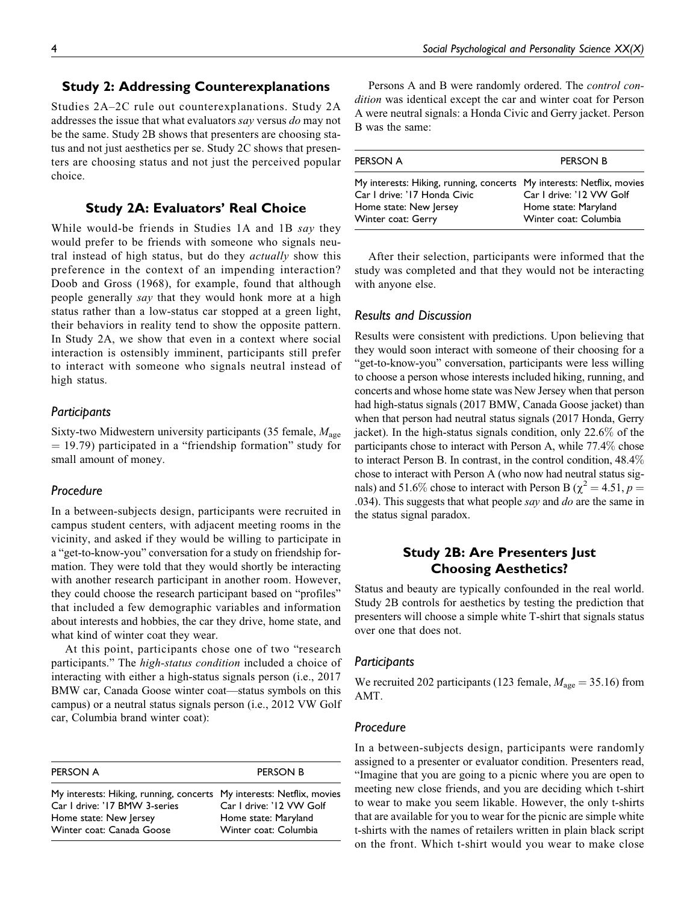## Study 2: Addressing Counterexplanations

Studies 2A–2C rule out counterexplanations. Study 2A addresses the issue that what evaluators *say* versus *do* may not be the same. Study 2B shows that presenters are choosing status and not just aesthetics per se. Study 2C shows that presenters are choosing status and not just the perceived popular choice.

### Study 2A: Evaluators' Real Choice

While would-be friends in Studies 1A and 1B *say* they would prefer to be friends with someone who signals neutral instead of high status, but do they *actually* show this preference in the context of an impending interaction? Doob and Gross (1968), for example, found that although people generally *say* that they would honk more at a high status rather than a low-status car stopped at a green light, their behaviors in reality tend to show the opposite pattern. In Study 2A, we show that even in a context where social interaction is ostensibly imminent, participants still prefer to interact with someone who signals neutral instead of high status.

#### Participants

Sixty-two Midwestern university participants (35 female, $M_{\text{age}} = 19.79$) participated in a "friendship formation" study for small amount of money.

#### Procedure

In a between-subjects design, participants were recruited in campus student centers, with adjacent meeting rooms in the vicinity, and asked if they would be willing to participate in a "get-to-know-you" conversation for a study on friendship formation. They were told that they would shortly be interacting with another research participant in another room. However, they could choose the research participant based on "profiles" that included a few demographic variables and information about interests and hobbies, the car they drive, home state, and what kind of winter coat they wear.

At this point, participants chose one of two "research participants." The *high-status condition* included a choice of interacting with either a high-status signals person (i.e., 2017 BMW car, Canada Goose winter coat—status symbols on this campus) or a neutral status signals person (i.e., 2012 VW Golf car, Columbia brand winter coat):

| PERSON A | PERSON B |
|---|---|
| My interests: Hiking, running, concerts | My interests: Netflix, movies |
| Car I drive: '17 BMW 3-series | Car I drive: '12 VW Golf |
| Home state: New Jersey | Home state: Maryland |
| Winter coat: Canada Goose | Winter coat: Columbia |

Persons A and B were randomly ordered. The *control condition* was identical except the car and winter coat for Person A were neutral signals: a Honda Civic and Gerry jacket. Person B was the same:

| PERSON A | PERSON B |
|---|---|
| My interests: Hiking, running, concerts | My interests: Netflix, movies |
| Car I drive: '17 Honda Civic | Car I drive: '12 VW Golf |
| Home state: New Jersey | Home state: Maryland |
| Winter coat: Gerry | Winter coat: Columbia |

After their selection, participants were informed that the study was completed and that they would not be interacting with anyone else.

#### Results and Discussion

Results were consistent with predictions. Upon believing that they would soon interact with someone of their choosing for a "get-to-know-you" conversation, participants were less willing to choose a person whose interests included hiking, running, and concerts and whose home state was New Jersey when that person had high-status signals (2017 BMW, Canada Goose jacket) than when that person had neutral status signals (2017 Honda, Gerry jacket). In the high-status signals condition, only 22.6% of the participants chose to interact with Person A, while 77.4% chose to interact Person B. In contrast, in the control condition, 48.4% chose to interact with Person A (who now had neutral status signals) and 51.6% chose to interact with Person B ($\chi^2 = 4.51$, $p = .034$). This suggests that what people *say* and *do* are the same in the status signal paradox.

### Study 2B: Are Presenters Just Choosing Aesthetics?

Status and beauty are typically confounded in the real world. Study 2B controls for aesthetics by testing the prediction that presenters will choose a simple white T-shirt that signals status over one that does not.

#### Participants

We recruited 202 participants (123 female, $M_{\text{age}} = 35.16$) from AMT.

#### Procedure

In a between-subjects design, participants were randomly assigned to a presenter or evaluator condition. Presenters read, "Imagine that you are going to a picnic where you are open to meeting new close friends, and you are deciding which t-shirt to wear to make you seem likable. However, the only t-shirts that are available for you to wear for the picnic are simple white t-shirts with the names of retailers written in plain black script on the front. Which t-shirt would you wear to make close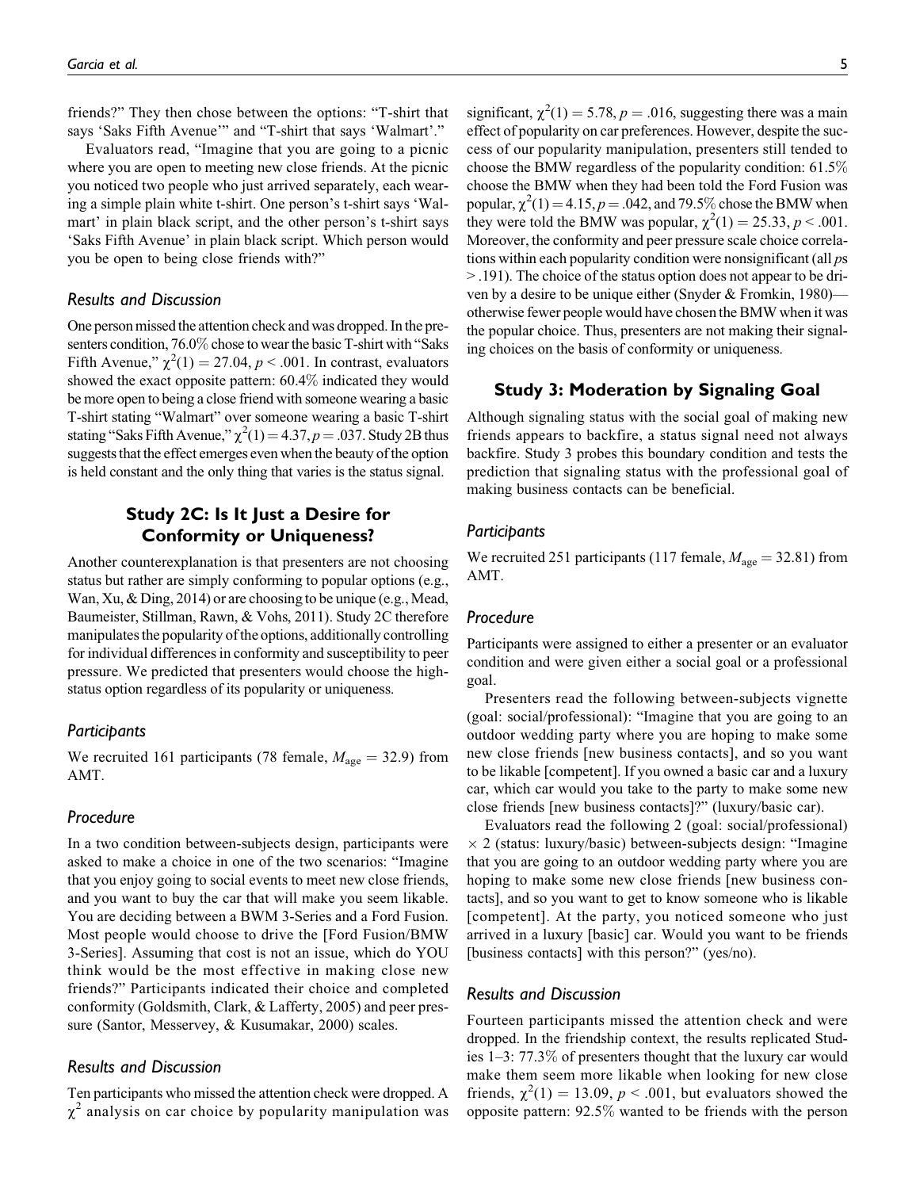friends?" They then chose between the options: "T-shirt that says 'Saks Fifth Avenue'" and "T-shirt that says 'Walmart'."

Evaluators read, "Imagine that you are going to a picnic where you are open to meeting new close friends. At the picnic you noticed two people who just arrived separately, each wearing a simple plain white t-shirt. One person's t-shirt says 'Walmart' in plain black script, and the other person's t-shirt says 'Saks Fifth Avenue' in plain black script. Which person would you be open to being close friends with?"

### Results and Discussion

One person missed the attention check and was dropped. In the presenters condition, 76.0% chose to wear the basic T-shirt with "Saks Fifth Avenue," $\chi^2(1) = 27.04$, $p < .001$. In contrast, evaluators showed the exact opposite pattern: 60.4% indicated they would be more open to being a close friend with someone wearing a basic T-shirt stating "Walmart" over someone wearing a basic T-shirt stating "Saks Fifth Avenue," $\chi^2(1) = 4.37$, $p = .037$. Study 2B thus suggests that the effect emerges even when the beauty of the option is held constant and the only thing that varies is the status signal.

## Study 2C: Is It Just a Desire for Conformity or Uniqueness?

Another counterexplanation is that presenters are not choosing status but rather are simply conforming to popular options (e.g., Wan, Xu, & Ding, 2014) or are choosing to be unique (e.g., Mead, Baumeister, Stillman, Rawn, & Vohs, 2011). Study 2C therefore manipulates the popularity of the options, additionally controlling for individual differences in conformity and susceptibility to peer pressure. We predicted that presenters would choose the high-status option regardless of its popularity or uniqueness.

### Participants

We recruited 161 participants (78 female, $M_{age} = 32.9$) from AMT.

### Procedure

In a two condition between-subjects design, participants were asked to make a choice in one of the two scenarios: "Imagine that you enjoy going to social events to meet new close friends, and you want to buy the car that will make you seem likable. You are deciding between a BWM 3-Series and a Ford Fusion. Most people would choose to drive the [Ford Fusion/BMW 3-Series]. Assuming that cost is not an issue, which do YOU think would be the most effective in making close new friends?" Participants indicated their choice and completed conformity (Goldsmith, Clark, & Lafferty, 2005) and peer pressure (Santor, Messervey, & Kusumakar, 2000) scales.

### Results and Discussion

Ten participants who missed the attention check were dropped. A $\chi^2$ analysis on car choice by popularity manipulation was significant, $\chi^2(1) = 5.78$, $p = .016$, suggesting there was a main effect of popularity on car preferences. However, despite the success of our popularity manipulation, presenters still tended to choose the BMW regardless of the popularity condition: 61.5% choose the BMW when they had been told the Ford Fusion was popular, $\chi^2(1) = 4.15$, $p = .042$, and 79.5% chose the BMW when they were told the BMW was popular, $\chi^2(1) = 25.33$, $p < .001$. Moreover, the conformity and peer pressure scale choice correlations within each popularity condition were nonsignificant (all *p*s $> .191$). The choice of the status option does not appear to be driven by a desire to be unique either (Snyder & Fromkin, 1980)—otherwise fewer people would have chosen the BMW when it was the popular choice. Thus, presenters are not making their signaling choices on the basis of conformity or uniqueness.

## Study 3: Moderation by Signaling Goal

Although signaling status with the social goal of making new friends appears to backfire, a status signal need not always backfire. Study 3 probes this boundary condition and tests the prediction that signaling status with the professional goal of making business contacts can be beneficial.

### Participants

We recruited 251 participants (117 female, $M_{age} = 32.81$) from AMT.

### Procedure

Participants were assigned to either a presenter or an evaluator condition and were given either a social goal or a professional goal.

Presenters read the following between-subjects vignette (goal: social/professional): "Imagine that you are going to an outdoor wedding party where you are hoping to make some new close friends [new business contacts], and so you want to be likable [competent]. If you owned a basic car and a luxury car, which car would you take to the party to make some new close friends [new business contacts]?" (luxury/basic car).

Evaluators read the following 2 (goal: social/professional) $\times$ 2 (status: luxury/basic) between-subjects design: "Imagine that you are going to an outdoor wedding party where you are hoping to make some new close friends [new business contacts], and so you want to get to know someone who is likable [competent]. At the party, you noticed someone who just arrived in a luxury [basic] car. Would you want to be friends [business contacts] with this person?" (yes/no).

### Results and Discussion

Fourteen participants missed the attention check and were dropped. In the friendship context, the results replicated Studies 1–3: 77.3% of presenters thought that the luxury car would make them seem more likable when looking for new close friends, $\chi^2(1) = 13.09$, $p < .001$, but evaluators showed the opposite pattern: 92.5% wanted to be friends with the person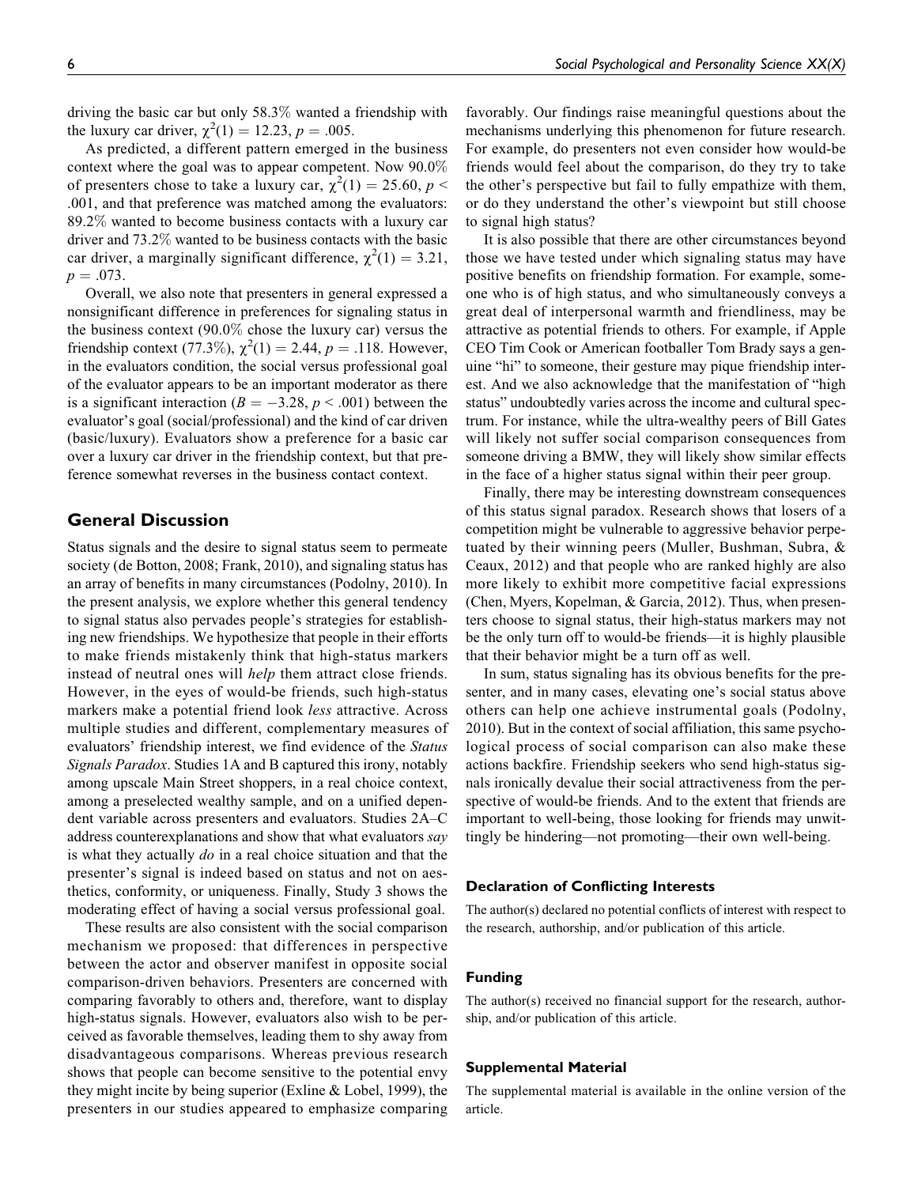driving the basic car but only 58.3% wanted a friendship with the luxury car driver, $\chi^2(1) = 12.23$, $p = .005$.

As predicted, a different pattern emerged in the business context where the goal was to appear competent. Now 90.0% of presenters chose to take a luxury car, $\chi^2(1) = 25.60$, $p < .001$, and that preference was matched among the evaluators: 89.2% wanted to become business contacts with a luxury car driver and 73.2% wanted to be business contacts with the basic car driver, a marginally significant difference, $\chi^2(1) = 3.21$, $p = .073$.

Overall, we also note that presenters in general expressed a nonsignificant difference in preferences for signaling status in the business context (90.0% chose the luxury car) versus the friendship context (77.3%), $\chi^2(1) = 2.44$, $p = .118$. However, in the evaluators condition, the social versus professional goal of the evaluator appears to be an important moderator as there is a significant interaction ($B = -3.28$, $p < .001$) between the evaluator's goal (social/professional) and the kind of car driven (basic/luxury). Evaluators show a preference for a basic car over a luxury car driver in the friendship context, but that preference somewhat reverses in the business contact context.

## General Discussion

Status signals and the desire to signal status seem to permeate society (de Botton, 2008; Frank, 2010), and signaling status has an array of benefits in many circumstances (Podolny, 2010). In the present analysis, we explore whether this general tendency to signal status also pervades people's strategies for establishing new friendships. We hypothesize that people in their efforts to make friends mistakenly think that high-status markers instead of neutral ones will *help* them attract close friends. However, in the eyes of would-be friends, such high-status markers make a potential friend look *less* attractive. Across multiple studies and different, complementary measures of evaluators' friendship interest, we find evidence of the *Status Signals Paradox*. Studies 1A and B captured this irony, notably among upscale Main Street shoppers, in a real choice context, among a preselected wealthy sample, and on a unified dependent variable across presenters and evaluators. Studies 2A–C address counterexplanations and show that what evaluators *say* is what they actually *do* in a real choice situation and that the presenter's signal is indeed based on status and not on aesthetics, conformity, or uniqueness. Finally, Study 3 shows the moderating effect of having a social versus professional goal.

These results are also consistent with the social comparison mechanism we proposed: that differences in perspective between the actor and observer manifest in opposite social comparison-driven behaviors. Presenters are concerned with comparing favorably to others and, therefore, want to display high-status signals. However, evaluators also wish to be perceived as favorable themselves, leading them to shy away from disadvantageous comparisons. Whereas previous research shows that people can become sensitive to the potential envy they might incite by being superior (Exline & Lobel, 1999), the presenters in our studies appeared to emphasize comparing favorably. Our findings raise meaningful questions about the mechanisms underlying this phenomenon for future research. For example, do presenters not even consider how would-be friends would feel about the comparison, do they try to take the other's perspective but fail to fully empathize with them, or do they understand the other's viewpoint but still choose to signal high status?

It is also possible that there are other circumstances beyond those we have tested under which signaling status may have positive benefits on friendship formation. For example, someone who is of high status, and who simultaneously conveys a great deal of interpersonal warmth and friendliness, may be attractive as potential friends to others. For example, if Apple CEO Tim Cook or American footballer Tom Brady says a genuine "hi" to someone, their gesture may pique friendship interest. And we also acknowledge that the manifestation of "high status" undoubtedly varies across the income and cultural spectrum. For instance, while the ultra-wealthy peers of Bill Gates will likely not suffer social comparison consequences from someone driving a BMW, they will likely show similar effects in the face of a higher status signal within their peer group.

Finally, there may be interesting downstream consequences of this status signal paradox. Research shows that losers of a competition might be vulnerable to aggressive behavior perpetuated by their winning peers (Muller, Bushman, Subra, & Ceaux, 2012) and that people who are ranked highly are also more likely to exhibit more competitive facial expressions (Chen, Myers, Kopelman, & Garcia, 2012). Thus, when presenters choose to signal status, their high-status markers may not be the only turn off to would-be friends—it is highly plausible that their behavior might be a turn off as well.

In sum, status signaling has its obvious benefits for the presenter, and in many cases, elevating one's social status above others can help one achieve instrumental goals (Podolny, 2010). But in the context of social affiliation, this same psychological process of social comparison can also make these actions backfire. Friendship seekers who send high-status signals ironically devalue their social attractiveness from the perspective of would-be friends. And to the extent that friends are important to well-being, those looking for friends may unwittingly be hindering—not promoting—their own well-being.

### Declaration of Conflicting Interests

The author(s) declared no potential conflicts of interest with respect to the research, authorship, and/or publication of this article.

### Funding

The author(s) received no financial support for the research, authorship, and/or publication of this article.

### Supplemental Material

The supplemental material is available in the online version of the article.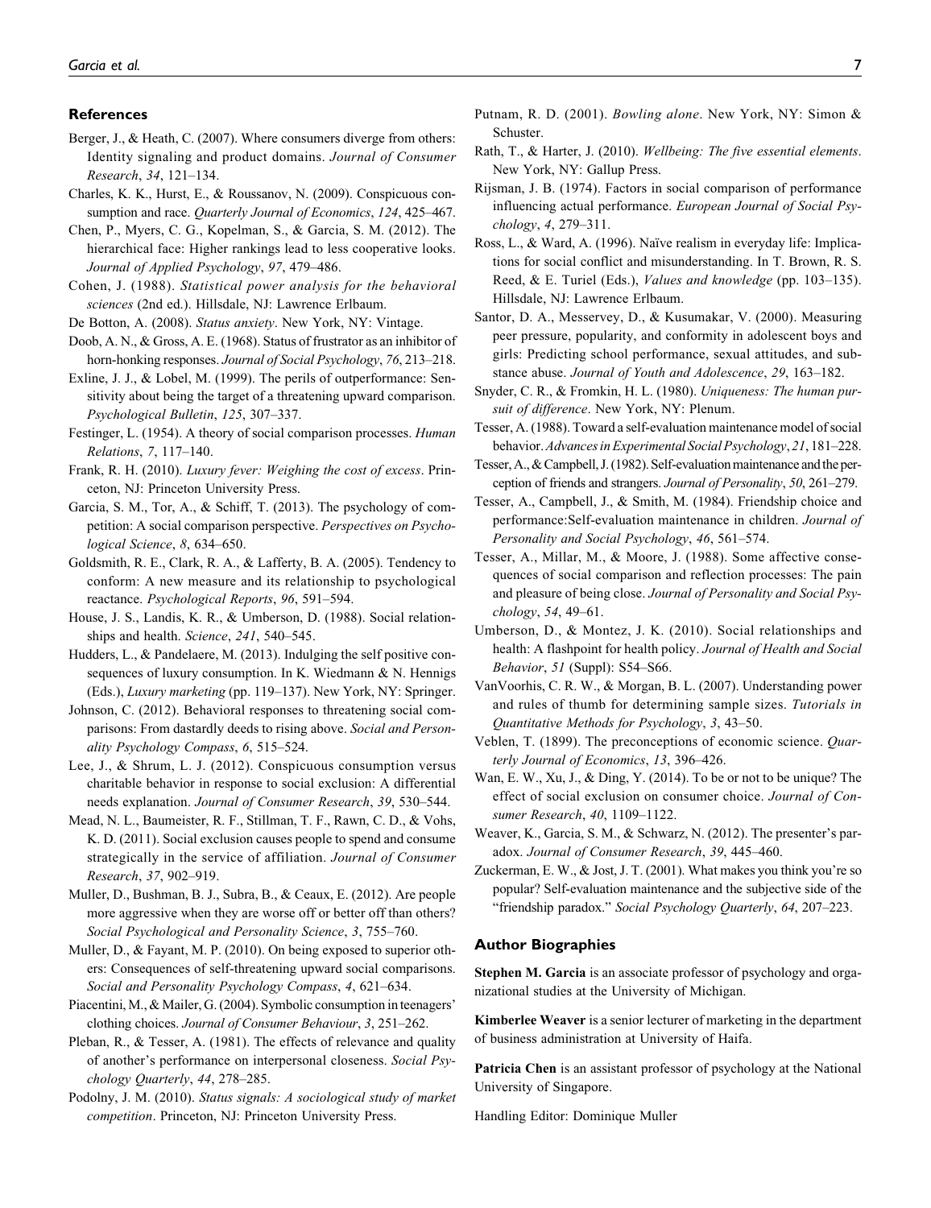## References

Berger, J., & Heath, C. (2007). Where consumers diverge from others: Identity signaling and product domains. *Journal of Consumer Research*, *34*, 121–134.

Charles, K. K., Hurst, E., & Roussanov, N. (2009). Conspicuous consumption and race. *Quarterly Journal of Economics*, *124*, 425–467.

Chen, P., Myers, C. G., Kopelman, S., & Garcia, S. M. (2012). The hierarchical face: Higher rankings lead to less cooperative looks. *Journal of Applied Psychology*, *97*, 479–486.

Cohen, J. (1988). *Statistical power analysis for the behavioral sciences* (2nd ed.). Hillsdale, NJ: Lawrence Erlbaum.

De Botton, A. (2008). *Status anxiety*. New York, NY: Vintage.

Doob, A. N., & Gross, A. E. (1968). Status of frustrator as an inhibitor of horn-honking responses. *Journal of Social Psychology*, *76*, 213–218.

Exline, J. J., & Lobel, M. (1999). The perils of outperformance: Sensitivity about being the target of a threatening upward comparison. *Psychological Bulletin*, *125*, 307–337.

Festinger, L. (1954). A theory of social comparison processes. *Human Relations*, *7*, 117–140.

Frank, R. H. (2010). *Luxury fever: Weighing the cost of excess*. Princeton, NJ: Princeton University Press.

Garcia, S. M., Tor, A., & Schiff, T. (2013). The psychology of competition: A social comparison perspective. *Perspectives on Psychological Science*, *8*, 634–650.

Goldsmith, R. E., Clark, R. A., & Lafferty, B. A. (2005). Tendency to conform: A new measure and its relationship to psychological reactance. *Psychological Reports*, *96*, 591–594.

House, J. S., Landis, K. R., & Umberson, D. (1988). Social relationships and health. *Science*, *241*, 540–545.

Hudders, L., & Pandelaere, M. (2013). Indulging the self positive consequences of luxury consumption. In K. Wiedmann & N. Hennigs (Eds.), *Luxury marketing* (pp. 119–137). New York, NY: Springer.

Johnson, C. (2012). Behavioral responses to threatening social comparisons: From dastardly deeds to rising above. *Social and Personality Psychology Compass*, *6*, 515–524.

Lee, J., & Shrum, L. J. (2012). Conspicuous consumption versus charitable behavior in response to social exclusion: A differential needs explanation. *Journal of Consumer Research*, *39*, 530–544.

Mead, N. L., Baumeister, R. F., Stillman, T. F., Rawn, C. D., & Vohs, K. D. (2011). Social exclusion causes people to spend and consume strategically in the service of affiliation. *Journal of Consumer Research*, *37*, 902–919.

Muller, D., Bushman, B. J., Subra, B., & Ceaux, E. (2012). Are people more aggressive when they are worse off or better off than others? *Social Psychological and Personality Science*, *3*, 755–760.

Muller, D., & Fayant, M. P. (2010). On being exposed to superior others: Consequences of self-threatening upward social comparisons. *Social and Personality Psychology Compass*, *4*, 621–634.

Piacentini, M., & Mailer, G. (2004). Symbolic consumption in teenagers' clothing choices. *Journal of Consumer Behaviour*, *3*, 251–262.

Pleban, R., & Tesser, A. (1981). The effects of relevance and quality of another's performance on interpersonal closeness. *Social Psychology Quarterly*, *44*, 278–285.

Podolny, J. M. (2010). *Status signals: A sociological study of market competition*. Princeton, NJ: Princeton University Press.

Putnam, R. D. (2001). *Bowling alone*. New York, NY: Simon & Schuster.

Rath, T., & Harter, J. (2010). *Wellbeing: The five essential elements*. New York, NY: Gallup Press.

Rijsman, J. B. (1974). Factors in social comparison of performance influencing actual performance. *European Journal of Social Psychology*, *4*, 279–311.

Ross, L., & Ward, A. (1996). Naïve realism in everyday life: Implications for social conflict and misunderstanding. In T. Brown, R. S. Reed, & E. Turiel (Eds.), *Values and knowledge* (pp. 103–135). Hillsdale, NJ: Lawrence Erlbaum.

Santor, D. A., Messervey, D., & Kusumakar, V. (2000). Measuring peer pressure, popularity, and conformity in adolescent boys and girls: Predicting school performance, sexual attitudes, and substance abuse. *Journal of Youth and Adolescence*, *29*, 163–182.

Snyder, C. R., & Fromkin, H. L. (1980). *Uniqueness: The human pursuit of difference*. New York, NY: Plenum.

Tesser, A. (1988). Toward a self-evaluation maintenance model of social behavior. *Advances in Experimental Social Psychology*, *21*, 181–228.

Tesser, A., & Campbell, J. (1982). Self-evaluation maintenance and the perception of friends and strangers. *Journal of Personality*, *50*, 261–279.

Tesser, A., Campbell, J., & Smith, M. (1984). Friendship choice and performance:Self-evaluation maintenance in children. *Journal of Personality and Social Psychology*, *46*, 561–574.

Tesser, A., Millar, M., & Moore, J. (1988). Some affective consequences of social comparison and reflection processes: The pain and pleasure of being close. *Journal of Personality and Social Psychology*, *54*, 49–61.

Umberson, D., & Montez, J. K. (2010). Social relationships and health: A flashpoint for health policy. *Journal of Health and Social Behavior*, *51* (Suppl): S54–S66.

VanVoorhis, C. R. W., & Morgan, B. L. (2007). Understanding power and rules of thumb for determining sample sizes. *Tutorials in Quantitative Methods for Psychology*, *3*, 43–50.

Veblen, T. (1899). The preconceptions of economic science. *Quarterly Journal of Economics*, *13*, 396–426.

Wan, E. W., Xu, J., & Ding, Y. (2014). To be or not to be unique? The effect of social exclusion on consumer choice. *Journal of Consumer Research*, *40*, 1109–1122.

Weaver, K., Garcia, S. M., & Schwarz, N. (2012). The presenter's paradox. *Journal of Consumer Research*, *39*, 445–460.

Zuckerman, E. W., & Jost, J. T. (2001). What makes you think you're so popular? Self-evaluation maintenance and the subjective side of the "friendship paradox." *Social Psychology Quarterly*, *64*, 207–223.

## Author Biographies

**Stephen M. Garcia** is an associate professor of psychology and organizational studies at the University of Michigan.

**Kimberlee Weaver** is a senior lecturer of marketing in the department of business administration at University of Haifa.

**Patricia Chen** is an assistant professor of psychology at the National University of Singapore.

Handling Editor: Dominique Muller